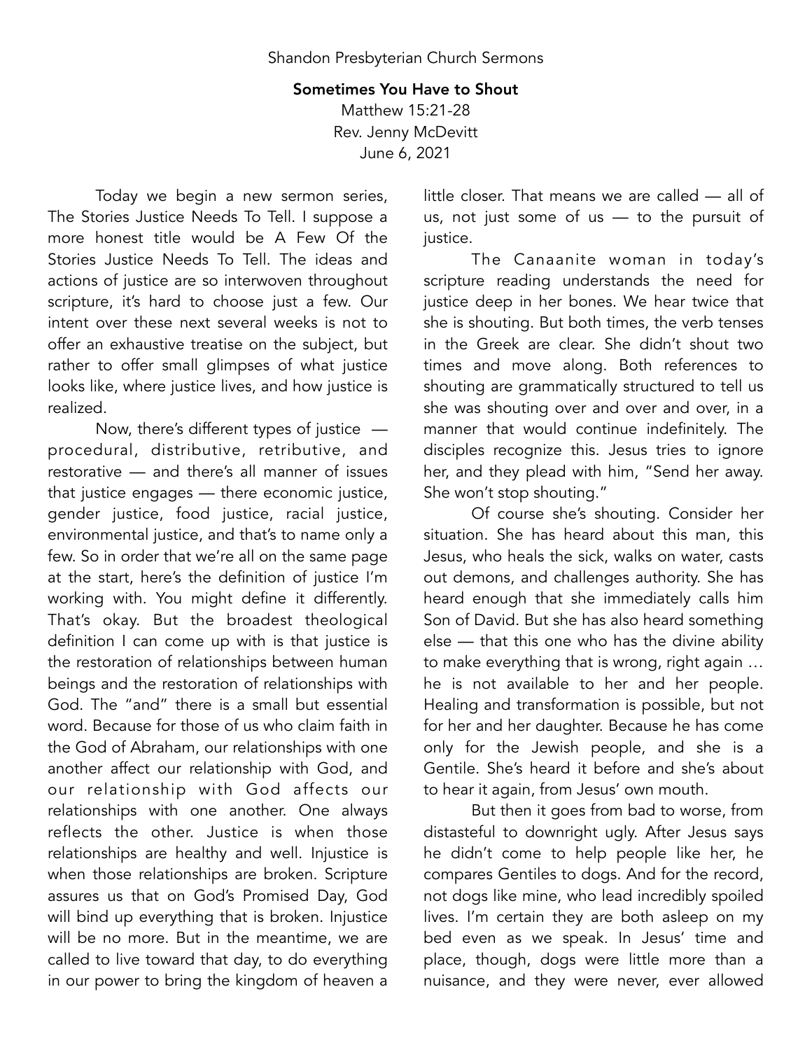Shandon Presbyterian Church Sermons

# Sometimes You Have to Shout

Matthew 15:21-28
Rev. Jenny McDevitt
June 6, 2021

Today we begin a new sermon series, The Stories Justice Needs To Tell. I suppose a more honest title would be A Few Of the Stories Justice Needs To Tell. The ideas and actions of justice are so interwoven throughout scripture, it's hard to choose just a few. Our intent over these next several weeks is not to offer an exhaustive treatise on the subject, but rather to offer small glimpses of what justice looks like, where justice lives, and how justice is realized.

Now, there's different types of justice — procedural, distributive, retributive, and restorative — and there's all manner of issues that justice engages — there economic justice, gender justice, food justice, racial justice, environmental justice, and that's to name only a few. So in order that we're all on the same page at the start, here's the definition of justice I'm working with. You might define it differently. That's okay. But the broadest theological definition I can come up with is that justice is the restoration of relationships between human beings and the restoration of relationships with God. The "and" there is a small but essential word. Because for those of us who claim faith in the God of Abraham, our relationships with one another affect our relationship with God, and our relationship with God affects our relationships with one another. One always reflects the other. Justice is when those relationships are healthy and well. Injustice is when those relationships are broken. Scripture assures us that on God's Promised Day, God will bind up everything that is broken. Injustice will be no more. But in the meantime, we are called to live toward that day, to do everything in our power to bring the kingdom of heaven a little closer. That means we are called — all of us, not just some of us — to the pursuit of justice.

The Canaanite woman in today's scripture reading understands the need for justice deep in her bones. We hear twice that she is shouting. But both times, the verb tenses in the Greek are clear. She didn't shout two times and move along. Both references to shouting are grammatically structured to tell us she was shouting over and over and over, in a manner that would continue indefinitely. The disciples recognize this. Jesus tries to ignore her, and they plead with him, "Send her away. She won't stop shouting."

Of course she's shouting. Consider her situation. She has heard about this man, this Jesus, who heals the sick, walks on water, casts out demons, and challenges authority. She has heard enough that she immediately calls him Son of David. But she has also heard something else — that this one who has the divine ability to make everything that is wrong, right again … he is not available to her and her people. Healing and transformation is possible, but not for her and her daughter. Because he has come only for the Jewish people, and she is a Gentile. She's heard it before and she's about to hear it again, from Jesus' own mouth.

But then it goes from bad to worse, from distasteful to downright ugly. After Jesus says he didn't come to help people like her, he compares Gentiles to dogs. And for the record, not dogs like mine, who lead incredibly spoiled lives. I'm certain they are both asleep on my bed even as we speak. In Jesus' time and place, though, dogs were little more than a nuisance, and they were never, ever allowed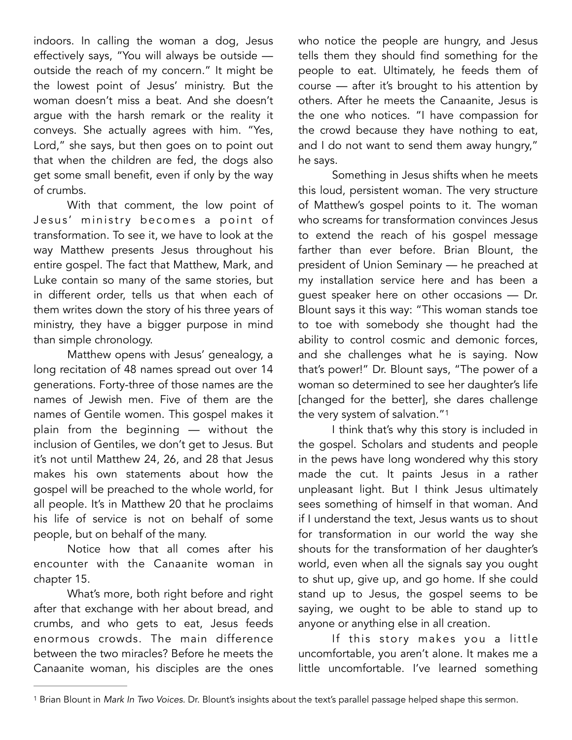indoors. In calling the woman a dog, Jesus effectively says, "You will always be outside — outside the reach of my concern." It might be the lowest point of Jesus' ministry. But the woman doesn't miss a beat. And she doesn't argue with the harsh remark or the reality it conveys. She actually agrees with him. "Yes, Lord," she says, but then goes on to point out that when the children are fed, the dogs also get some small benefit, even if only by the way of crumbs.

With that comment, the low point of Jesus' ministry becomes a point of transformation. To see it, we have to look at the way Matthew presents Jesus throughout his entire gospel. The fact that Matthew, Mark, and Luke contain so many of the same stories, but in different order, tells us that when each of them writes down the story of his three years of ministry, they have a bigger purpose in mind than simple chronology.

Matthew opens with Jesus' genealogy, a long recitation of 48 names spread out over 14 generations. Forty-three of those names are the names of Jewish men. Five of them are the names of Gentile women. This gospel makes it plain from the beginning — without the inclusion of Gentiles, we don't get to Jesus. But it's not until Matthew 24, 26, and 28 that Jesus makes his own statements about how the gospel will be preached to the whole world, for all people. It's in Matthew 20 that he proclaims his life of service is not on behalf of some people, but on behalf of the many.

Notice how that all comes after his encounter with the Canaanite woman in chapter 15.

What's more, both right before and right after that exchange with her about bread, and crumbs, and who gets to eat, Jesus feeds enormous crowds. The main difference between the two miracles? Before he meets the Canaanite woman, his disciples are the ones who notice the people are hungry, and Jesus tells them they should find something for the people to eat. Ultimately, he feeds them of course — after it's brought to his attention by others. After he meets the Canaanite, Jesus is the one who notices. "I have compassion for the crowd because they have nothing to eat, and I do not want to send them away hungry," he says.

Something in Jesus shifts when he meets this loud, persistent woman. The very structure of Matthew's gospel points to it. The woman who screams for transformation convinces Jesus to extend the reach of his gospel message farther than ever before. Brian Blount, the president of Union Seminary — he preached at my installation service here and has been a guest speaker here on other occasions — Dr. Blount says it this way: "This woman stands toe to toe with somebody she thought had the ability to control cosmic and demonic forces, and she challenges what he is saying. Now that's power!" Dr. Blount says, "The power of a woman so determined to see her daughter's life [changed for the better], she dares challenge the very system of salvation."[1]

I think that's why this story is included in the gospel. Scholars and students and people in the pews have long wondered why this story made the cut. It paints Jesus in a rather unpleasant light. But I think Jesus ultimately sees something of himself in that woman. And if I understand the text, Jesus wants us to shout for transformation in our world the way she shouts for the transformation of her daughter's world, even when all the signals say you ought to shut up, give up, and go home. If she could stand up to Jesus, the gospel seems to be saying, we ought to be able to stand up to anyone or anything else in all creation.

If this story makes you a little uncomfortable, you aren't alone. It makes me a little uncomfortable. I've learned something

---

[1] Brian Blount in *Mark In Two Voices.* Dr. Blount's insights about the text's parallel passage helped shape this sermon.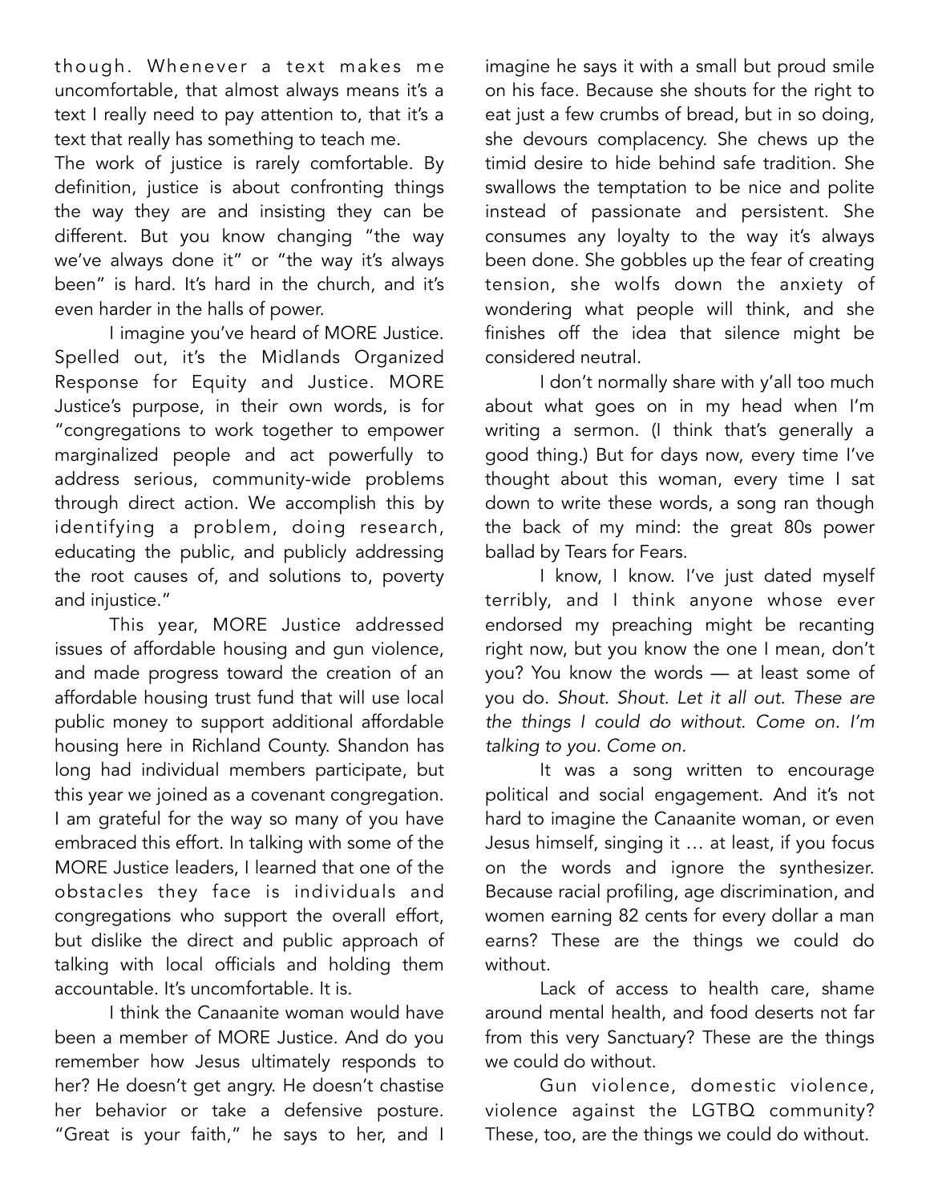though. Whenever a text makes me uncomfortable, that almost always means it's a text I really need to pay attention to, that it's a text that really has something to teach me.

The work of justice is rarely comfortable. By definition, justice is about confronting things the way they are and insisting they can be different. But you know changing "the way we've always done it" or "the way it's always been" is hard. It's hard in the church, and it's even harder in the halls of power.

I imagine you've heard of MORE Justice. Spelled out, it's the Midlands Organized Response for Equity and Justice. MORE Justice's purpose, in their own words, is for "congregations to work together to empower marginalized people and act powerfully to address serious, community-wide problems through direct action. We accomplish this by identifying a problem, doing research, educating the public, and publicly addressing the root causes of, and solutions to, poverty and injustice."

This year, MORE Justice addressed issues of affordable housing and gun violence, and made progress toward the creation of an affordable housing trust fund that will use local public money to support additional affordable housing here in Richland County. Shandon has long had individual members participate, but this year we joined as a covenant congregation. I am grateful for the way so many of you have embraced this effort. In talking with some of the MORE Justice leaders, I learned that one of the obstacles they face is individuals and congregations who support the overall effort, but dislike the direct and public approach of talking with local officials and holding them accountable. It's uncomfortable. It is.

I think the Canaanite woman would have been a member of MORE Justice. And do you remember how Jesus ultimately responds to her? He doesn't get angry. He doesn't chastise her behavior or take a defensive posture. "Great is your faith," he says to her, and I imagine he says it with a small but proud smile on his face. Because she shouts for the right to eat just a few crumbs of bread, but in so doing, she devours complacency. She chews up the timid desire to hide behind safe tradition. She swallows the temptation to be nice and polite instead of passionate and persistent. She consumes any loyalty to the way it's always been done. She gobbles up the fear of creating tension, she wolfs down the anxiety of wondering what people will think, and she finishes off the idea that silence might be considered neutral.

I don't normally share with y'all too much about what goes on in my head when I'm writing a sermon. (I think that's generally a good thing.) But for days now, every time I've thought about this woman, every time I sat down to write these words, a song ran though the back of my mind: the great 80s power ballad by Tears for Fears.

I know, I know. I've just dated myself terribly, and I think anyone whose ever endorsed my preaching might be recanting right now, but you know the one I mean, don't you? You know the words — at least some of you do. *Shout. Shout. Let it all out. These are the things I could do without. Come on. I'm talking to you. Come on.*

It was a song written to encourage political and social engagement. And it's not hard to imagine the Canaanite woman, or even Jesus himself, singing it … at least, if you focus on the words and ignore the synthesizer. Because racial profiling, age discrimination, and women earning 82 cents for every dollar a man earns? These are the things we could do without.

Lack of access to health care, shame around mental health, and food deserts not far from this very Sanctuary? These are the things we could do without.

Gun violence, domestic violence, violence against the LGTBQ community? These, too, are the things we could do without.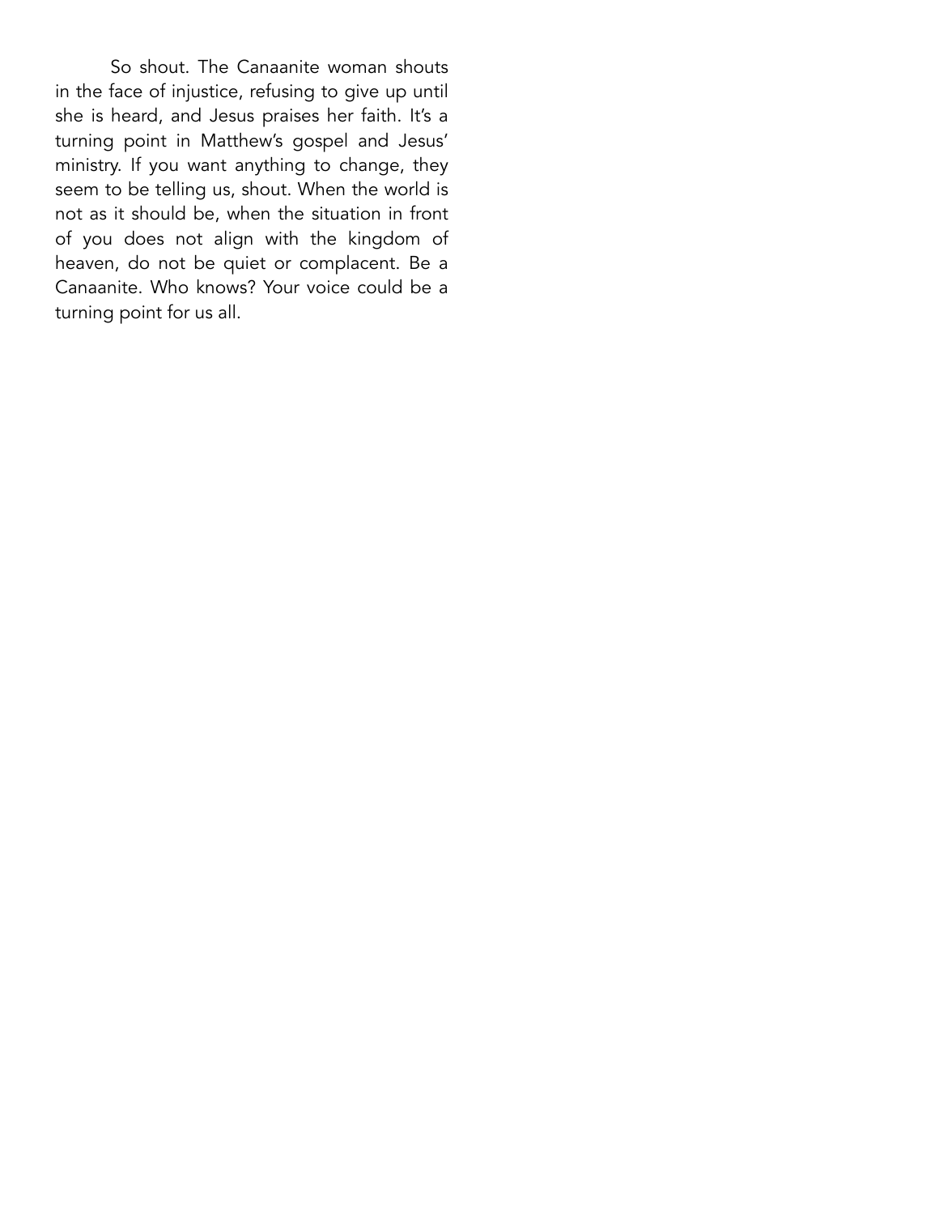So shout. The Canaanite woman shouts in the face of injustice, refusing to give up until she is heard, and Jesus praises her faith. It's a turning point in Matthew's gospel and Jesus' ministry. If you want anything to change, they seem to be telling us, shout. When the world is not as it should be, when the situation in front of you does not align with the kingdom of heaven, do not be quiet or complacent. Be a Canaanite. Who knows? Your voice could be a turning point for us all.